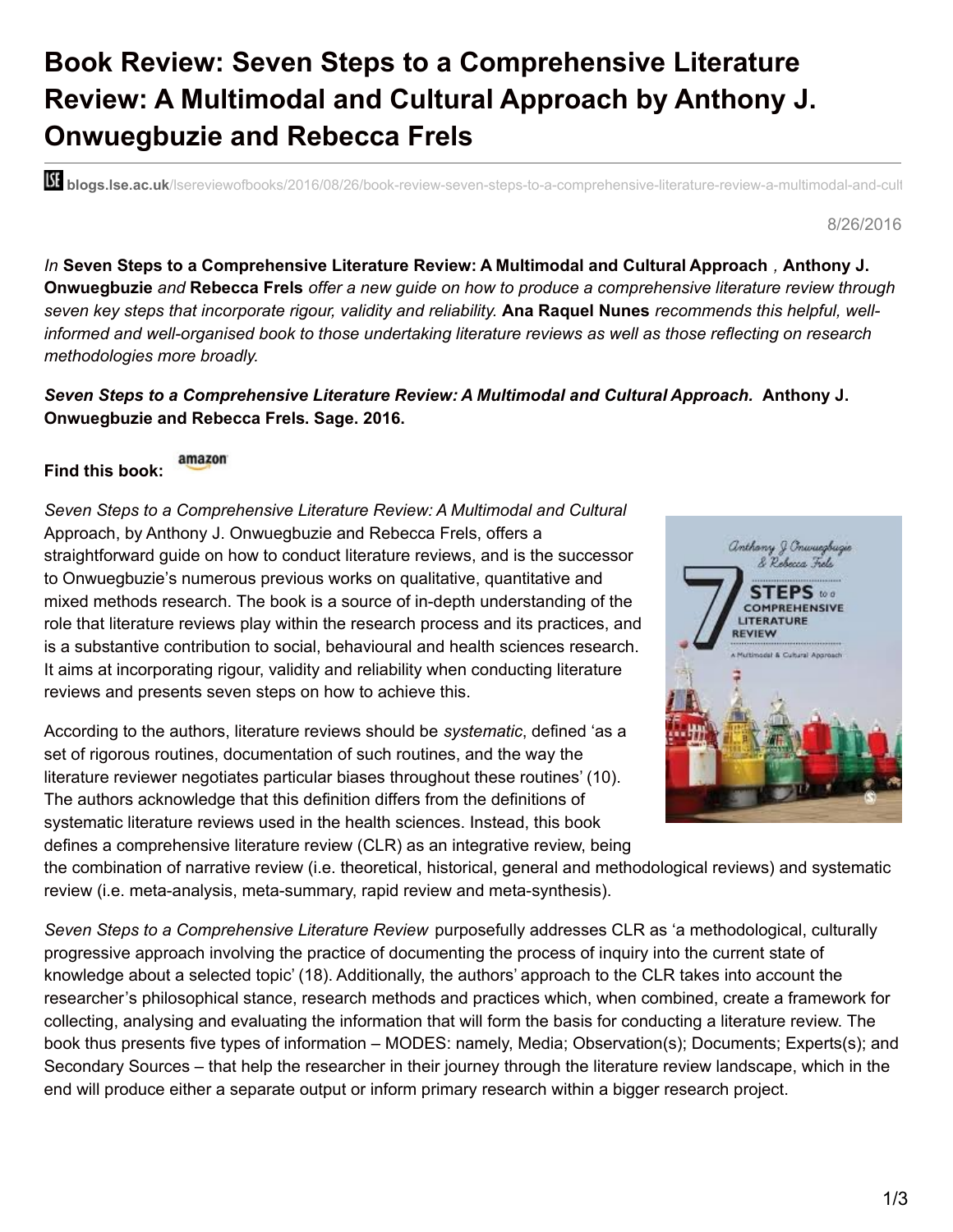# Book Review: Seven Steps to a Comprehensive Literature Review: A Multimodal and Cultural Approach by Anthony J. Onwuegbuzie and Rebecca Frels

blogs.lse.ac.uk/lsereviewofbooks/2016/08/26/book-review-seven-steps-to-a-comprehensive-literature-review-a-multimodal-and-cult

8/26/2016

*In* **Seven Steps to a Comprehensive Literature Review: A Multimodal and Cultural Approach** *,* **Anthony J. Onwuegbuzie** *and* **Rebecca Frels** *offer a new guide on how to produce a comprehensive literature review through seven key steps that incorporate rigour, validity and reliability.* **Ana Raquel Nunes** *recommends this helpful, well-informed and well-organised book to those undertaking literature reviews as well as those reflecting on research methodologies more broadly.*

***Seven Steps to a Comprehensive Literature Review: A Multimodal and Cultural Approach.*** **Anthony J. Onwuegbuzie and Rebecca Frels. Sage. 2016.**

**Find this book:** amazon

*Seven Steps to a Comprehensive Literature Review: A Multimodal and Cultural* Approach, by Anthony J. Onwuegbuzie and Rebecca Frels, offers a straightforward guide on how to conduct literature reviews, and is the successor to Onwuegbuzie's numerous previous works on qualitative, quantitative and mixed methods research. The book is a source of in-depth understanding of the role that literature reviews play within the research process and its practices, and is a substantive contribution to social, behavioural and health sciences research. It aims at incorporating rigour, validity and reliability when conducting literature reviews and presents seven steps on how to achieve this.

According to the authors, literature reviews should be *systematic*, defined 'as a set of rigorous routines, documentation of such routines, and the way the literature reviewer negotiates particular biases throughout these routines' (10). The authors acknowledge that this definition differs from the definitions of systematic literature reviews used in the health sciences. Instead, this book defines a comprehensive literature review (CLR) as an integrative review, being the combination of narrative review (i.e. theoretical, historical, general and methodological reviews) and systematic review (i.e. meta-analysis, meta-summary, rapid review and meta-synthesis).

*Seven Steps to a Comprehensive Literature Review* purposefully addresses CLR as 'a methodological, culturally progressive approach involving the practice of documenting the process of inquiry into the current state of knowledge about a selected topic' (18). Additionally, the authors' approach to the CLR takes into account the researcher's philosophical stance, research methods and practices which, when combined, create a framework for collecting, analysing and evaluating the information that will form the basis for conducting a literature review. The book thus presents five types of information – MODES: namely, Media; Observation(s); Documents; Experts(s); and Secondary Sources – that help the researcher in their journey through the literature review landscape, which in the end will produce either a separate output or inform primary research within a bigger research project.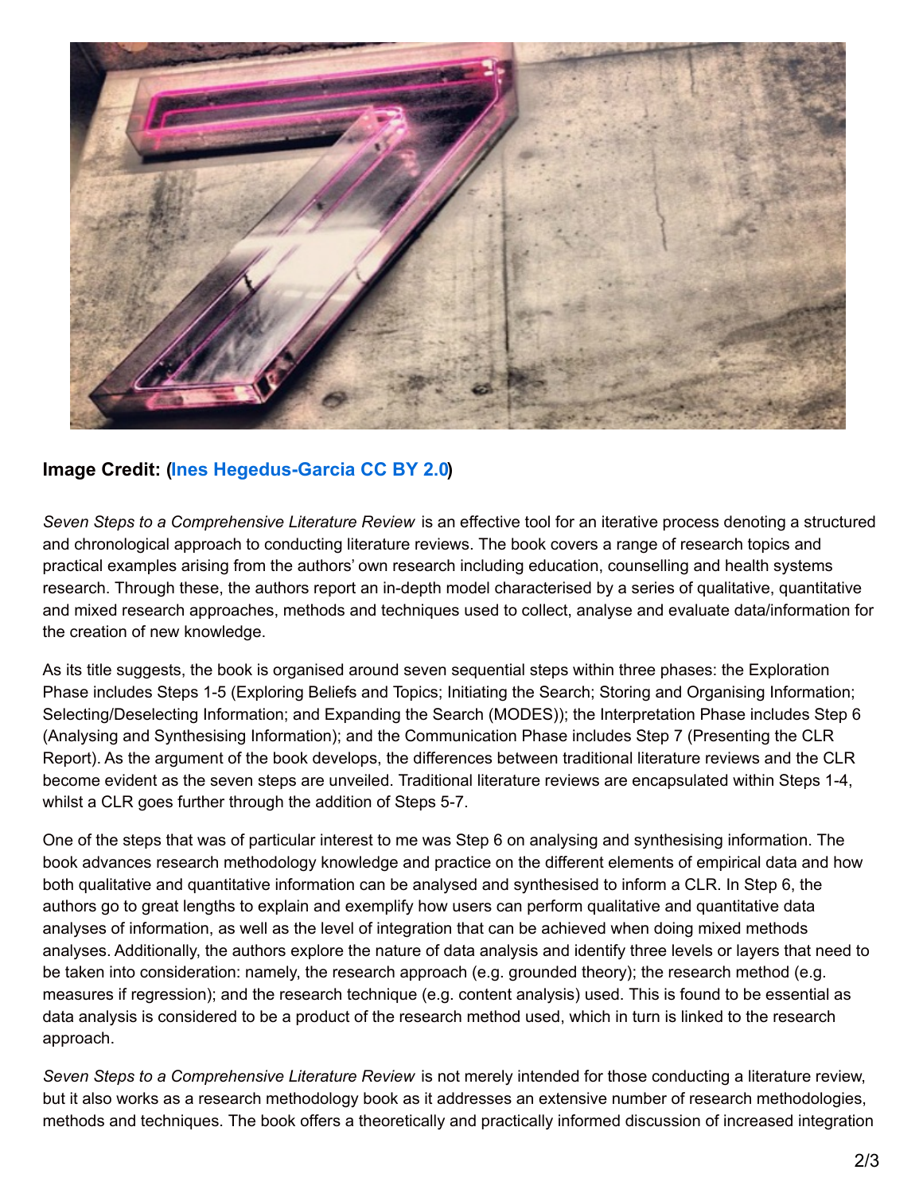**Image Credit: (Ines Hegedus-Garcia CC BY 2.0)**

*Seven Steps to a Comprehensive Literature Review* is an effective tool for an iterative process denoting a structured and chronological approach to conducting literature reviews. The book covers a range of research topics and practical examples arising from the authors' own research including education, counselling and health systems research. Through these, the authors report an in-depth model characterised by a series of qualitative, quantitative and mixed research approaches, methods and techniques used to collect, analyse and evaluate data/information for the creation of new knowledge.

As its title suggests, the book is organised around seven sequential steps within three phases: the Exploration Phase includes Steps 1-5 (Exploring Beliefs and Topics; Initiating the Search; Storing and Organising Information; Selecting/Deselecting Information; and Expanding the Search (MODES)); the Interpretation Phase includes Step 6 (Analysing and Synthesising Information); and the Communication Phase includes Step 7 (Presenting the CLR Report). As the argument of the book develops, the differences between traditional literature reviews and the CLR become evident as the seven steps are unveiled. Traditional literature reviews are encapsulated within Steps 1-4, whilst a CLR goes further through the addition of Steps 5-7.

One of the steps that was of particular interest to me was Step 6 on analysing and synthesising information. The book advances research methodology knowledge and practice on the different elements of empirical data and how both qualitative and quantitative information can be analysed and synthesised to inform a CLR. In Step 6, the authors go to great lengths to explain and exemplify how users can perform qualitative and quantitative data analyses of information, as well as the level of integration that can be achieved when doing mixed methods analyses. Additionally, the authors explore the nature of data analysis and identify three levels or layers that need to be taken into consideration: namely, the research approach (e.g. grounded theory); the research method (e.g. measures if regression); and the research technique (e.g. content analysis) used. This is found to be essential as data analysis is considered to be a product of the research method used, which in turn is linked to the research approach.

*Seven Steps to a Comprehensive Literature Review* is not merely intended for those conducting a literature review, but it also works as a research methodology book as it addresses an extensive number of research methodologies, methods and techniques. The book offers a theoretically and practically informed discussion of increased integration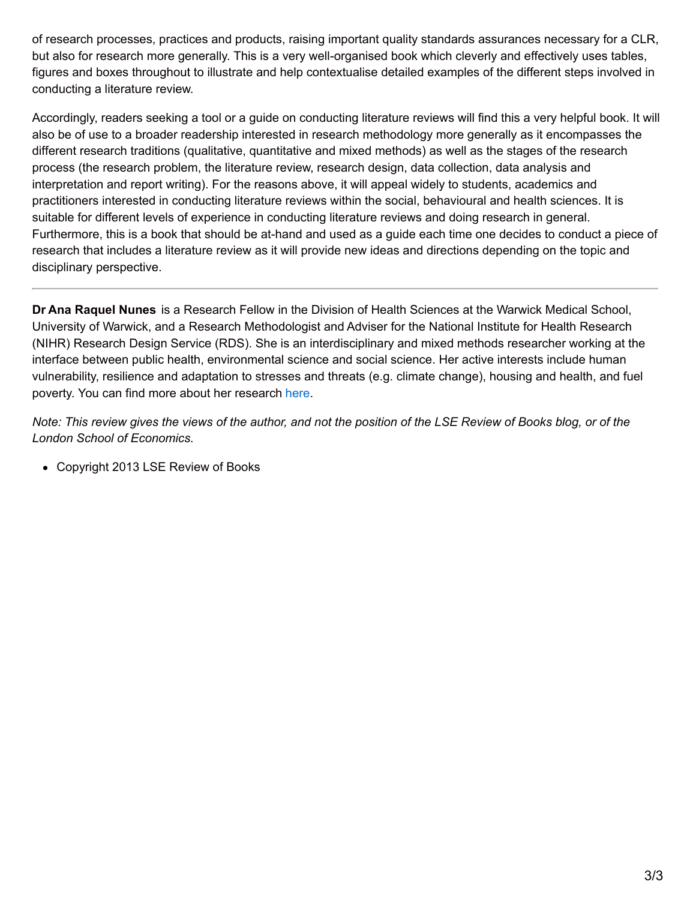of research processes, practices and products, raising important quality standards assurances necessary for a CLR, but also for research more generally. This is a very well-organised book which cleverly and effectively uses tables, figures and boxes throughout to illustrate and help contextualise detailed examples of the different steps involved in conducting a literature review.

Accordingly, readers seeking a tool or a guide on conducting literature reviews will find this a very helpful book. It will also be of use to a broader readership interested in research methodology more generally as it encompasses the different research traditions (qualitative, quantitative and mixed methods) as well as the stages of the research process (the research problem, the literature review, research design, data collection, data analysis and interpretation and report writing). For the reasons above, it will appeal widely to students, academics and practitioners interested in conducting literature reviews within the social, behavioural and health sciences. It is suitable for different levels of experience in conducting literature reviews and doing research in general. Furthermore, this is a book that should be at-hand and used as a guide each time one decides to conduct a piece of research that includes a literature review as it will provide new ideas and directions depending on the topic and disciplinary perspective.

---

**Dr Ana Raquel Nunes** is a Research Fellow in the Division of Health Sciences at the Warwick Medical School, University of Warwick, and a Research Methodologist and Adviser for the National Institute for Health Research (NIHR) Research Design Service (RDS). She is an interdisciplinary and mixed methods researcher working at the interface between public health, environmental science and social science. Her active interests include human vulnerability, resilience and adaptation to stresses and threats (e.g. climate change), housing and health, and fuel poverty. You can find more about her research here.

*Note: This review gives the views of the author, and not the position of the LSE Review of Books blog, or of the London School of Economics.*

- Copyright 2013 LSE Review of Books